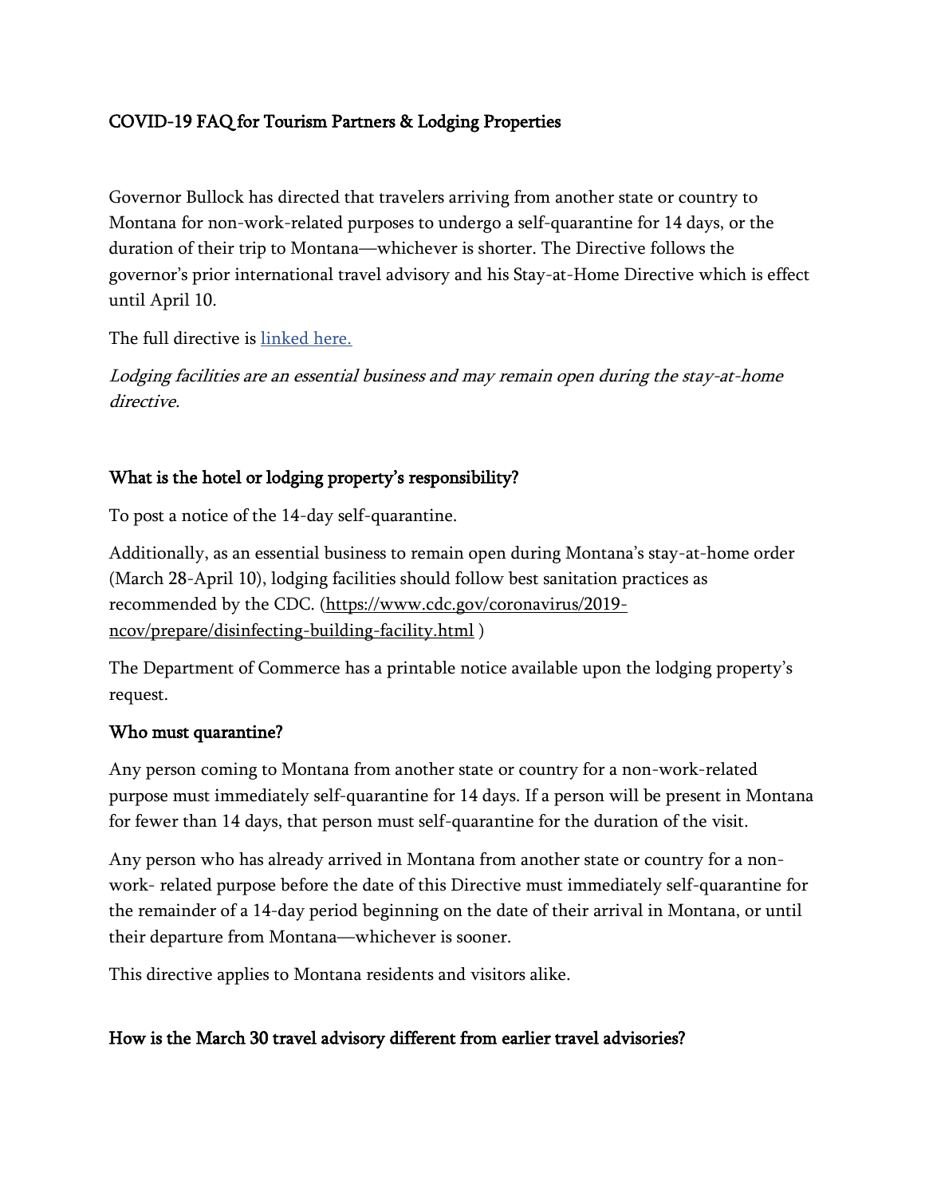# COVID-19 FAQ for Tourism Partners & Lodging Properties

Governor Bullock has directed that travelers arriving from another state or country to Montana for non-work-related purposes to undergo a self-quarantine for 14 days, or the duration of their trip to Montana—whichever is shorter. The Directive follows the governor's prior international travel advisory and his Stay-at-Home Directive which is effect until April 10.

The full directive is [linked here.]()

*Lodging facilities are an essential business and may remain open during the stay-at-home directive.*

## What is the hotel or lodging property's responsibility?

To post a notice of the 14-day self-quarantine.

Additionally, as an essential business to remain open during Montana's stay-at-home order (March 28-April 10), lodging facilities should follow best sanitation practices as recommended by the CDC. ([https://www.cdc.gov/coronavirus/2019-ncov/prepare/disinfecting-building-facility.html](https://www.cdc.gov/coronavirus/2019-ncov/prepare/disinfecting-building-facility.html) )

The Department of Commerce has a printable notice available upon the lodging property's request.

## Who must quarantine?

Any person coming to Montana from another state or country for a non-work-related purpose must immediately self-quarantine for 14 days. If a person will be present in Montana for fewer than 14 days, that person must self-quarantine for the duration of the visit.

Any person who has already arrived in Montana from another state or country for a non-work- related purpose before the date of this Directive must immediately self-quarantine for the remainder of a 14-day period beginning on the date of their arrival in Montana, or until their departure from Montana—whichever is sooner.

This directive applies to Montana residents and visitors alike.

## How is the March 30 travel advisory different from earlier travel advisories?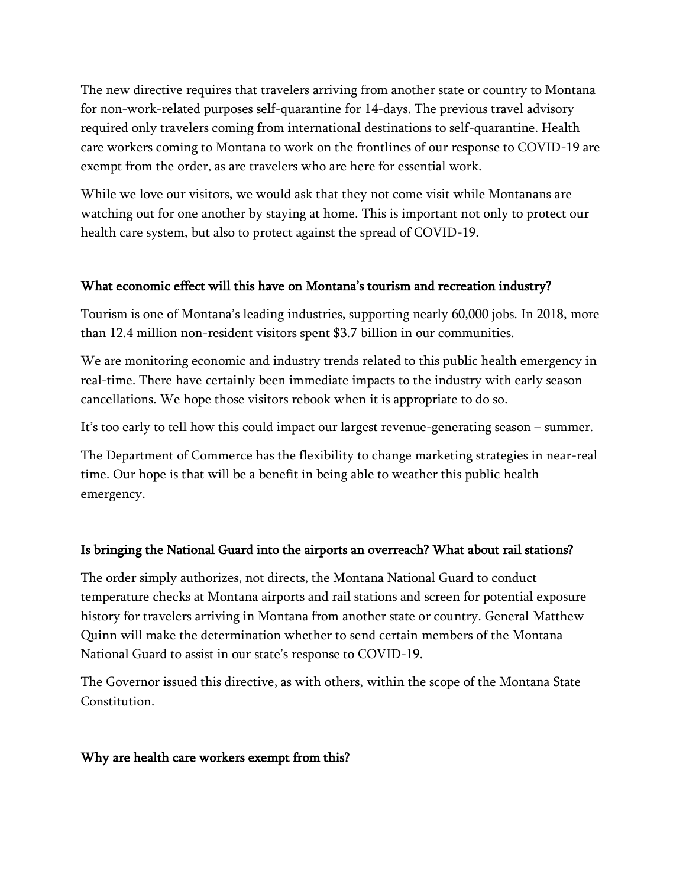The new directive requires that travelers arriving from another state or country to Montana for non-work-related purposes self-quarantine for 14-days. The previous travel advisory required only travelers coming from international destinations to self-quarantine. Health care workers coming to Montana to work on the frontlines of our response to COVID-19 are exempt from the order, as are travelers who are here for essential work.

While we love our visitors, we would ask that they not come visit while Montanans are watching out for one another by staying at home. This is important not only to protect our health care system, but also to protect against the spread of COVID-19.

### What economic effect will this have on Montana's tourism and recreation industry?

Tourism is one of Montana's leading industries, supporting nearly 60,000 jobs. In 2018, more than 12.4 million non-resident visitors spent $3.7 billion in our communities.

We are monitoring economic and industry trends related to this public health emergency in real-time. There have certainly been immediate impacts to the industry with early season cancellations. We hope those visitors rebook when it is appropriate to do so.

It's too early to tell how this could impact our largest revenue-generating season – summer.

The Department of Commerce has the flexibility to change marketing strategies in near-real time. Our hope is that will be a benefit in being able to weather this public health emergency.

### Is bringing the National Guard into the airports an overreach? What about rail stations?

The order simply authorizes, not directs, the Montana National Guard to conduct temperature checks at Montana airports and rail stations and screen for potential exposure history for travelers arriving in Montana from another state or country. General Matthew Quinn will make the determination whether to send certain members of the Montana National Guard to assist in our state's response to COVID-19.

The Governor issued this directive, as with others, within the scope of the Montana State Constitution.

### Why are health care workers exempt from this?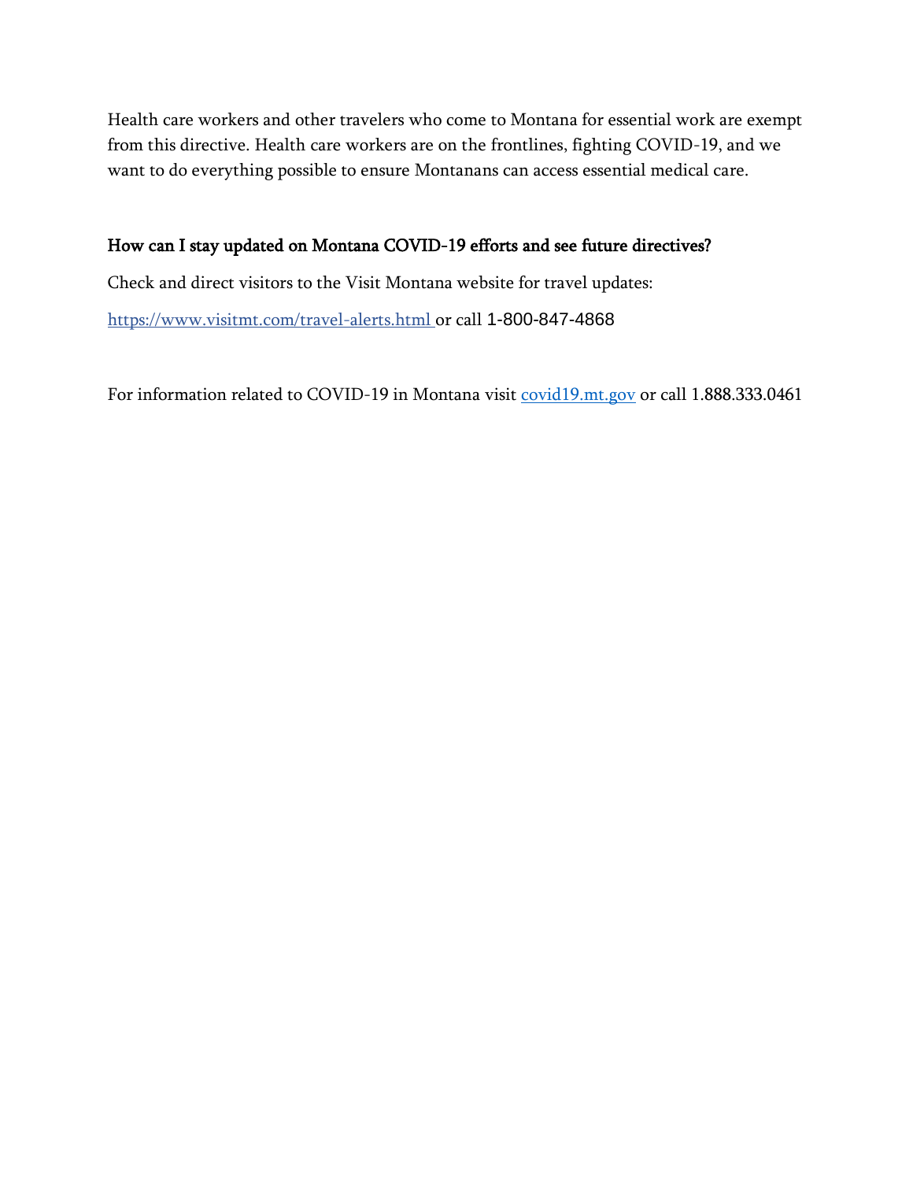Health care workers and other travelers who come to Montana for essential work are exempt from this directive. Health care workers are on the frontlines, fighting COVID-19, and we want to do everything possible to ensure Montanans can access essential medical care.

### How can I stay updated on Montana COVID-19 efforts and see future directives?

Check and direct visitors to the Visit Montana website for travel updates:

https://www.visitmt.com/travel-alerts.html or call 1-800-847-4868

For information related to COVID-19 in Montana visit covid19.mt.gov or call 1.888.333.0461